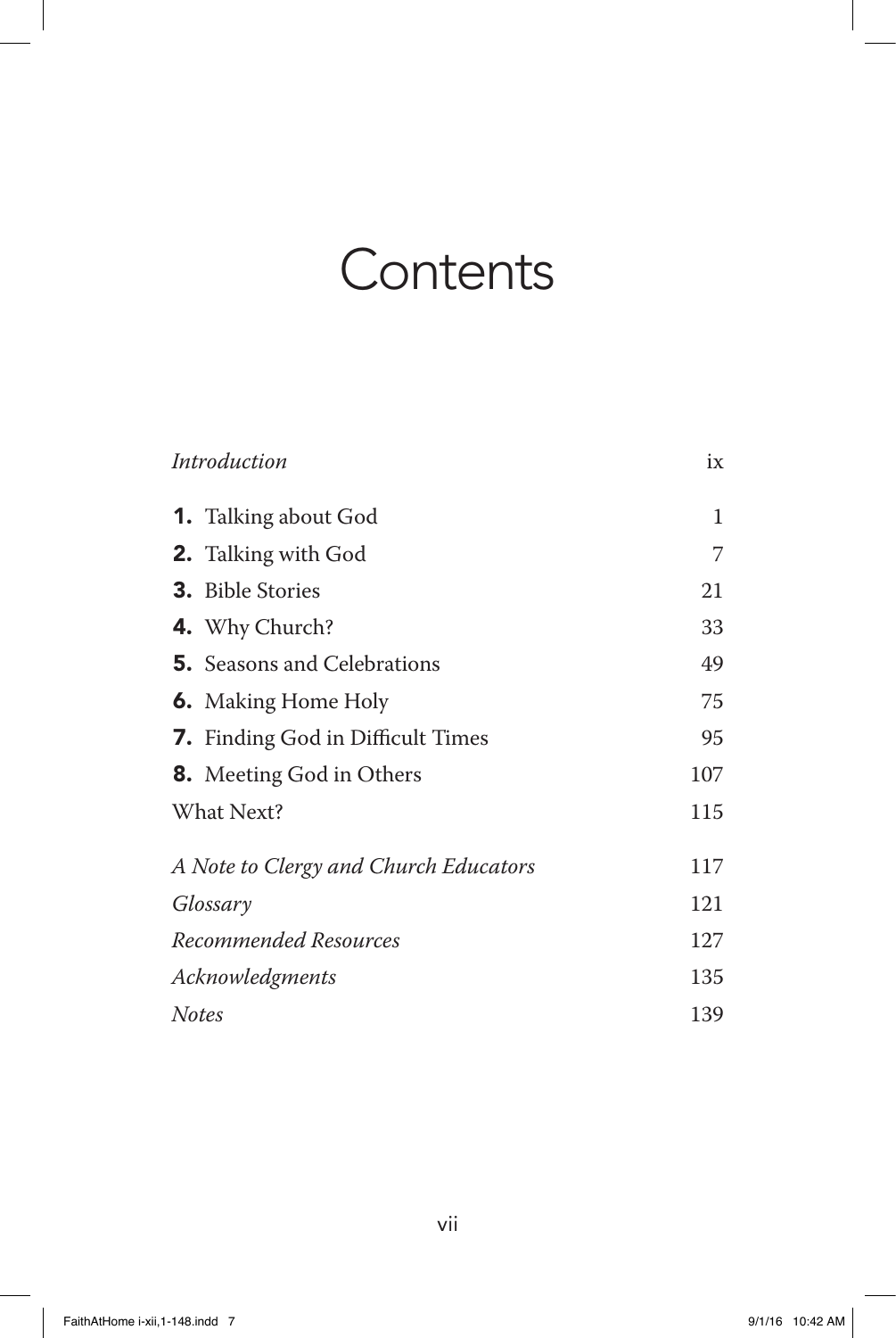# Contents

| | |
|---|---|
| *Introduction* | ix |
| **1.** Talking about God | 1 |
| **2.** Talking with God | 7 |
| **3.** Bible Stories | 21 |
| **4.** Why Church? | 33 |
| **5.** Seasons and Celebrations | 49 |
| **6.** Making Home Holy | 75 |
| **7.** Finding God in Difficult Times | 95 |
| **8.** Meeting God in Others | 107 |
| What Next? | 115 |
| *A Note to Clergy and Church Educators* | 117 |
| *Glossary* | 121 |
| *Recommended Resources* | 127 |
| *Acknowledgments* | 135 |
| *Notes* | 139 |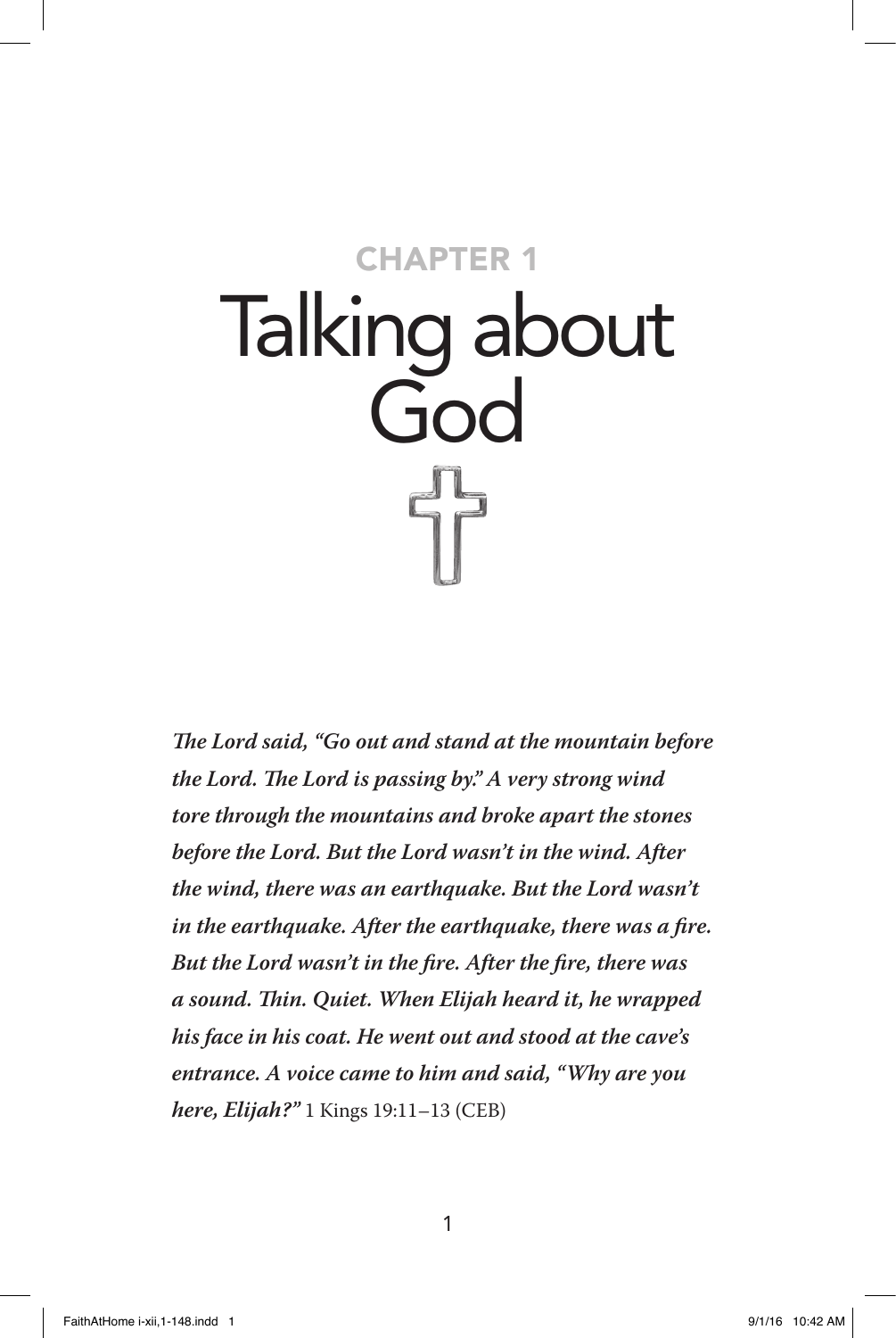## CHAPTER 1

# Talking about God

***The Lord said, "Go out and stand at the mountain before the Lord. The Lord is passing by." A very strong wind tore through the mountains and broke apart the stones before the Lord. But the Lord wasn't in the wind. After the wind, there was an earthquake. But the Lord wasn't in the earthquake. After the earthquake, there was a fire. But the Lord wasn't in the fire. After the fire, there was a sound. Thin. Quiet. When Elijah heard it, he wrapped his face in his coat. He went out and stood at the cave's entrance. A voice came to him and said, "Why are you here, Elijah?"*** 1 Kings 19:11–13 (CEB)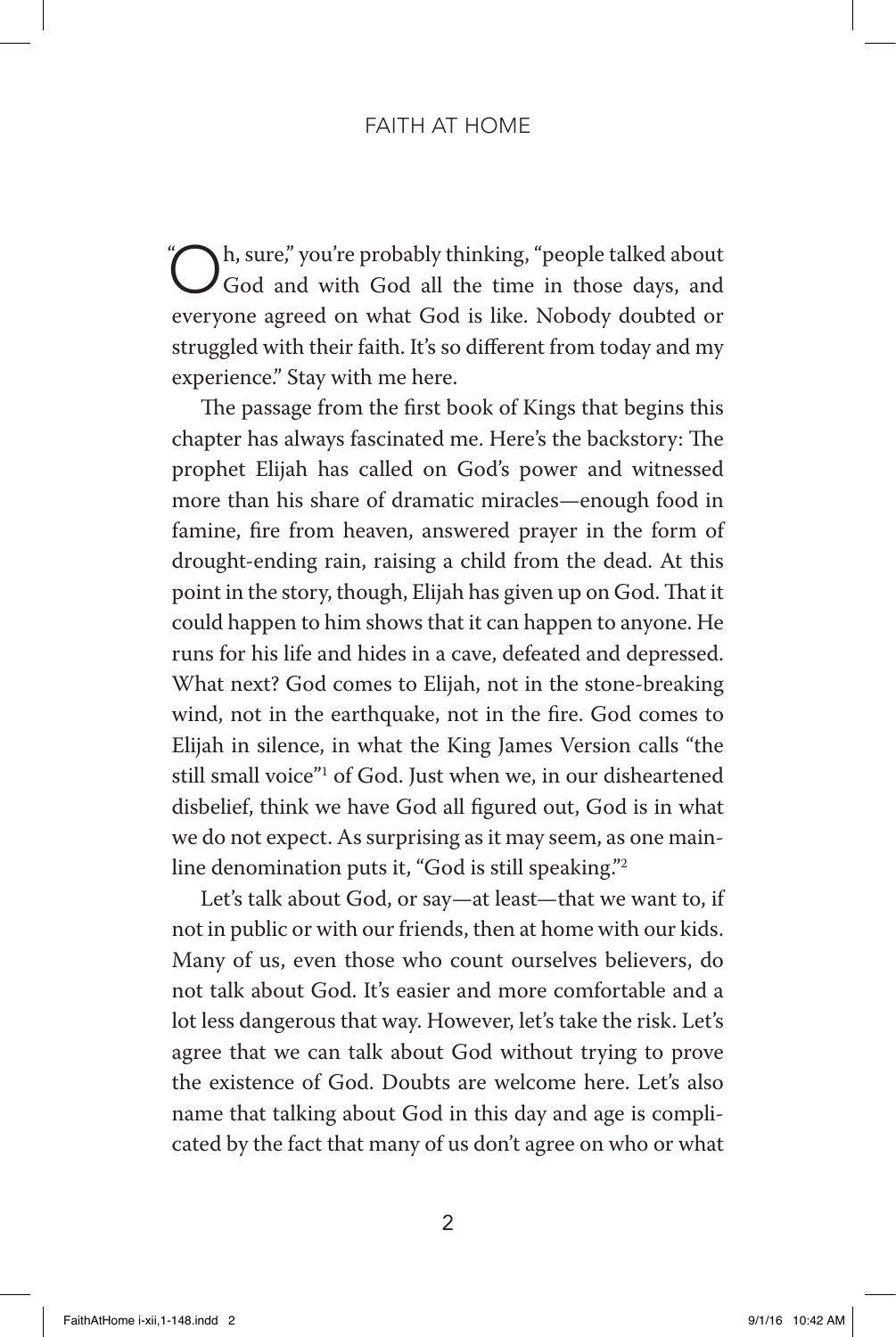"Oh, sure," you're probably thinking, "people talked about God and with God all the time in those days, and everyone agreed on what God is like. Nobody doubted or struggled with their faith. It's so different from today and my experience." Stay with me here.

The passage from the first book of Kings that begins this chapter has always fascinated me. Here's the backstory: The prophet Elijah has called on God's power and witnessed more than his share of dramatic miracles—enough food in famine, fire from heaven, answered prayer in the form of drought-ending rain, raising a child from the dead. At this point in the story, though, Elijah has given up on God. That it could happen to him shows that it can happen to anyone. He runs for his life and hides in a cave, defeated and depressed. What next? God comes to Elijah, not in the stone-breaking wind, not in the earthquake, not in the fire. God comes to Elijah in silence, in what the King James Version calls "the still small voice"[1] of God. Just when we, in our disheartened disbelief, think we have God all figured out, God is in what we do not expect. As surprising as it may seem, as one mainline denomination puts it, "God is still speaking."[2]

Let's talk about God, or say—at least—that we want to, if not in public or with our friends, then at home with our kids. Many of us, even those who count ourselves believers, do not talk about God. It's easier and more comfortable and a lot less dangerous that way. However, let's take the risk. Let's agree that we can talk about God without trying to prove the existence of God. Doubts are welcome here. Let's also name that talking about God in this day and age is complicated by the fact that many of us don't agree on who or what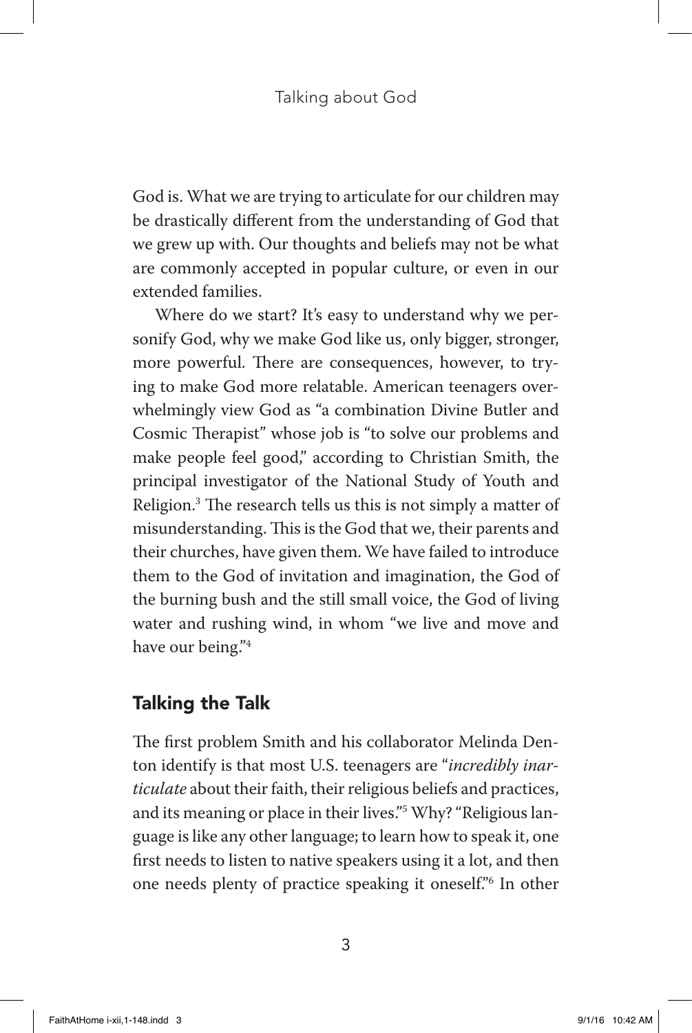God is. What we are trying to articulate for our children may be drastically different from the understanding of God that we grew up with. Our thoughts and beliefs may not be what are commonly accepted in popular culture, or even in our extended families.

Where do we start? It's easy to understand why we personify God, why we make God like us, only bigger, stronger, more powerful. There are consequences, however, to trying to make God more relatable. American teenagers overwhelmingly view God as "a combination Divine Butler and Cosmic Therapist" whose job is "to solve our problems and make people feel good," according to Christian Smith, the principal investigator of the National Study of Youth and Religion.[3] The research tells us this is not simply a matter of misunderstanding. This is the God that we, their parents and their churches, have given them. We have failed to introduce them to the God of invitation and imagination, the God of the burning bush and the still small voice, the God of living water and rushing wind, in whom "we live and move and have our being."[4]

## Talking the Talk

The first problem Smith and his collaborator Melinda Denton identify is that most U.S. teenagers are "*incredibly inarticulate* about their faith, their religious beliefs and practices, and its meaning or place in their lives."[5] Why? "Religious language is like any other language; to learn how to speak it, one first needs to listen to native speakers using it a lot, and then one needs plenty of practice speaking it oneself."[6] In other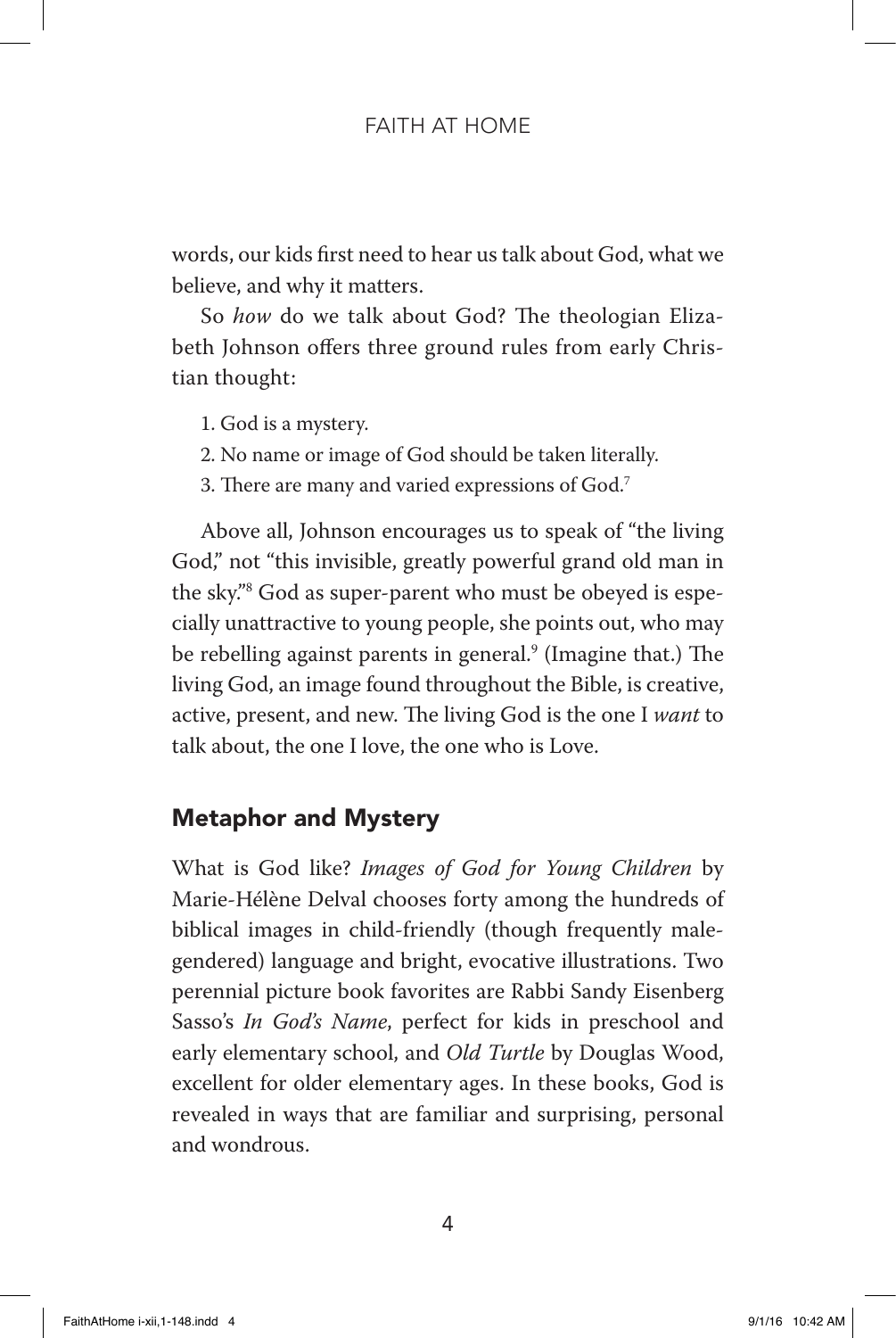words, our kids first need to hear us talk about God, what we believe, and why it matters.

So *how* do we talk about God? The theologian Elizabeth Johnson offers three ground rules from early Christian thought:

1. God is a mystery.
2. No name or image of God should be taken literally.
3. There are many and varied expressions of God.[7]

Above all, Johnson encourages us to speak of "the living God," not "this invisible, greatly powerful grand old man in the sky."[8] God as super-parent who must be obeyed is especially unattractive to young people, she points out, who may be rebelling against parents in general.[9] (Imagine that.) The living God, an image found throughout the Bible, is creative, active, present, and new. The living God is the one I *want* to talk about, the one I love, the one who is Love.

## Metaphor and Mystery

What is God like? *Images of God for Young Children* by Marie-Hélène Delval chooses forty among the hundreds of biblical images in child-friendly (though frequently male-gendered) language and bright, evocative illustrations. Two perennial picture book favorites are Rabbi Sandy Eisenberg Sasso's *In God's Name*, perfect for kids in preschool and early elementary school, and *Old Turtle* by Douglas Wood, excellent for older elementary ages. In these books, God is revealed in ways that are familiar and surprising, personal and wondrous.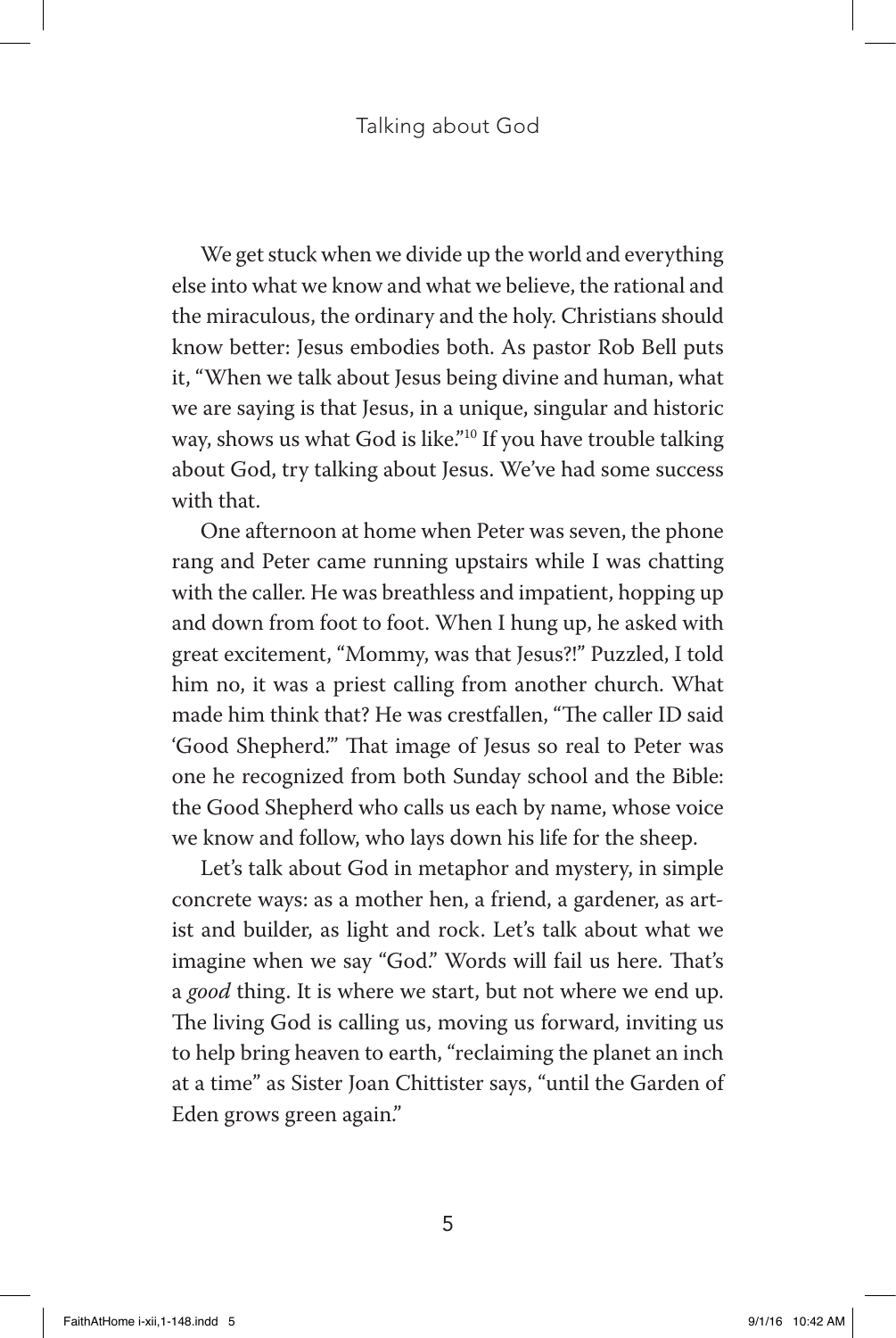We get stuck when we divide up the world and everything else into what we know and what we believe, the rational and the miraculous, the ordinary and the holy. Christians should know better: Jesus embodies both. As pastor Rob Bell puts it, "When we talk about Jesus being divine and human, what we are saying is that Jesus, in a unique, singular and historic way, shows us what God is like."[10] If you have trouble talking about God, try talking about Jesus. We've had some success with that.

One afternoon at home when Peter was seven, the phone rang and Peter came running upstairs while I was chatting with the caller. He was breathless and impatient, hopping up and down from foot to foot. When I hung up, he asked with great excitement, "Mommy, was that Jesus?!" Puzzled, I told him no, it was a priest calling from another church. What made him think that? He was crestfallen, "The caller ID said 'Good Shepherd.'" That image of Jesus so real to Peter was one he recognized from both Sunday school and the Bible: the Good Shepherd who calls us each by name, whose voice we know and follow, who lays down his life for the sheep.

Let's talk about God in metaphor and mystery, in simple concrete ways: as a mother hen, a friend, a gardener, as artist and builder, as light and rock. Let's talk about what we imagine when we say "God." Words will fail us here. That's a *good* thing. It is where we start, but not where we end up. The living God is calling us, moving us forward, inviting us to help bring heaven to earth, "reclaiming the planet an inch at a time" as Sister Joan Chittister says, "until the Garden of Eden grows green again."